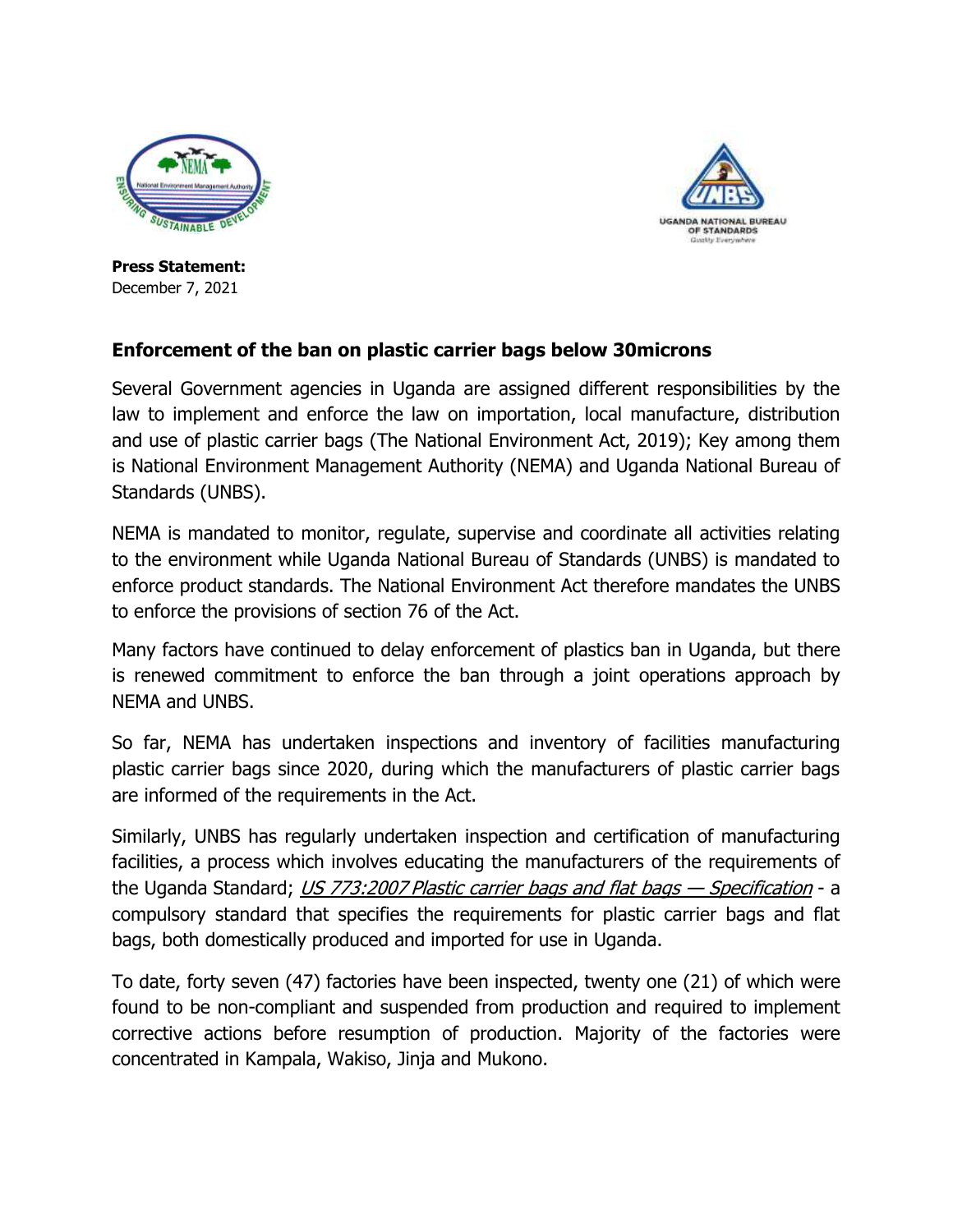**Press Statement:**
December 7, 2021

## Enforcement of the ban on plastic carrier bags below 30microns

Several Government agencies in Uganda are assigned different responsibilities by the law to implement and enforce the law on importation, local manufacture, distribution and use of plastic carrier bags (The National Environment Act, 2019); Key among them is National Environment Management Authority (NEMA) and Uganda National Bureau of Standards (UNBS).

NEMA is mandated to monitor, regulate, supervise and coordinate all activities relating to the environment while Uganda National Bureau of Standards (UNBS) is mandated to enforce product standards. The National Environment Act therefore mandates the UNBS to enforce the provisions of section 76 of the Act.

Many factors have continued to delay enforcement of plastics ban in Uganda, but there is renewed commitment to enforce the ban through a joint operations approach by NEMA and UNBS.

So far, NEMA has undertaken inspections and inventory of facilities manufacturing plastic carrier bags since 2020, during which the manufacturers of plastic carrier bags are informed of the requirements in the Act.

Similarly, UNBS has regularly undertaken inspection and certification of manufacturing facilities, a process which involves educating the manufacturers of the requirements of the Uganda Standard; *US 773:2007 Plastic carrier bags and flat bags — Specification* - a compulsory standard that specifies the requirements for plastic carrier bags and flat bags, both domestically produced and imported for use in Uganda.

To date, forty seven (47) factories have been inspected, twenty one (21) of which were found to be non-compliant and suspended from production and required to implement corrective actions before resumption of production. Majority of the factories were concentrated in Kampala, Wakiso, Jinja and Mukono.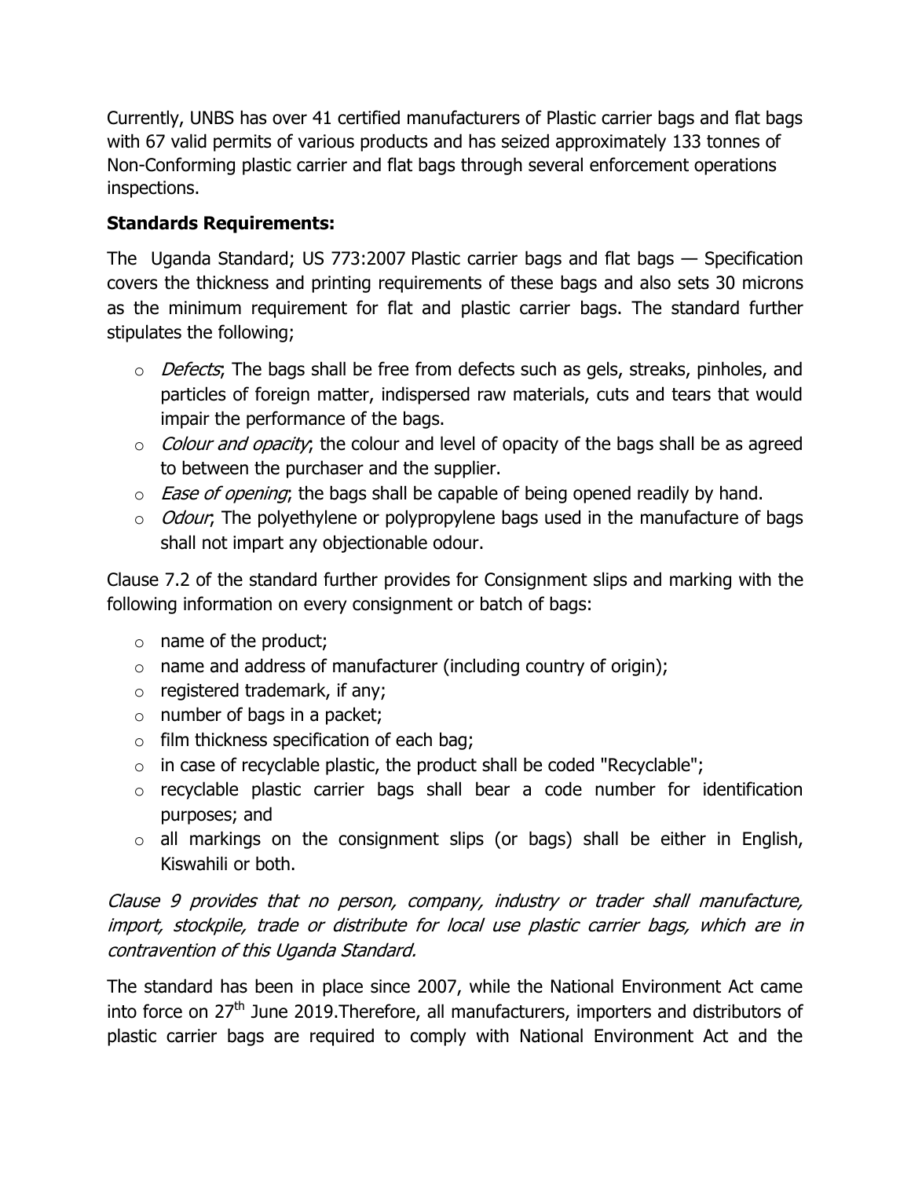Currently, UNBS has over 41 certified manufacturers of Plastic carrier bags and flat bags with 67 valid permits of various products and has seized approximately 133 tonnes of Non-Conforming plastic carrier and flat bags through several enforcement operations inspections.

**Standards Requirements:**

The Uganda Standard; US 773:2007 Plastic carrier bags and flat bags — Specification covers the thickness and printing requirements of these bags and also sets 30 microns as the minimum requirement for flat and plastic carrier bags. The standard further stipulates the following;

- *Defects*; The bags shall be free from defects such as gels, streaks, pinholes, and particles of foreign matter, indispersed raw materials, cuts and tears that would impair the performance of the bags.
- *Colour and opacity*; the colour and level of opacity of the bags shall be as agreed to between the purchaser and the supplier.
- *Ease of opening*; the bags shall be capable of being opened readily by hand.
- *Odour*; The polyethylene or polypropylene bags used in the manufacture of bags shall not impart any objectionable odour.

Clause 7.2 of the standard further provides for Consignment slips and marking with the following information on every consignment or batch of bags:

- name of the product;
- name and address of manufacturer (including country of origin);
- registered trademark, if any;
- number of bags in a packet;
- film thickness specification of each bag;
- in case of recyclable plastic, the product shall be coded "Recyclable";
- recyclable plastic carrier bags shall bear a code number for identification purposes; and
- all markings on the consignment slips (or bags) shall be either in English, Kiswahili or both.

*Clause 9 provides that no person, company, industry or trader shall manufacture, import, stockpile, trade or distribute for local use plastic carrier bags, which are in contravention of this Uganda Standard.*

The standard has been in place since 2007, while the National Environment Act came into force on 27th June 2019.Therefore, all manufacturers, importers and distributors of plastic carrier bags are required to comply with National Environment Act and the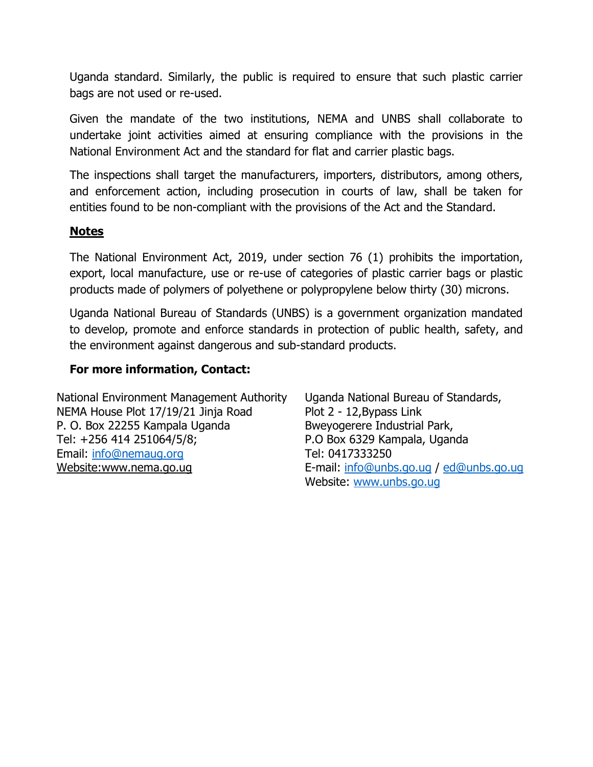Uganda standard. Similarly, the public is required to ensure that such plastic carrier bags are not used or re-used.

Given the mandate of the two institutions, NEMA and UNBS shall collaborate to undertake joint activities aimed at ensuring compliance with the provisions in the National Environment Act and the standard for flat and carrier plastic bags.

The inspections shall target the manufacturers, importers, distributors, among others, and enforcement action, including prosecution in courts of law, shall be taken for entities found to be non-compliant with the provisions of the Act and the Standard.

**Notes**

The National Environment Act, 2019, under section 76 (1) prohibits the importation, export, local manufacture, use or re-use of categories of plastic carrier bags or plastic products made of polymers of polyethene or polypropylene below thirty (30) microns.

Uganda National Bureau of Standards (UNBS) is a government organization mandated to develop, promote and enforce standards in protection of public health, safety, and the environment against dangerous and sub-standard products.

**For more information, Contact:**

National Environment Management Authority
NEMA House Plot 17/19/21 Jinja Road
P. O. Box 22255 Kampala Uganda
Tel: +256 414 251064/5/8;
Email: info@nemaug.org
Website:www.nema.go.ug

Uganda National Bureau of Standards,
Plot 2 - 12,Bypass Link
Bweyogerere Industrial Park,
P.O Box 6329 Kampala, Uganda
Tel: 0417333250
E-mail: info@unbs.go.ug / ed@unbs.go.ug
Website: www.unbs.go.ug